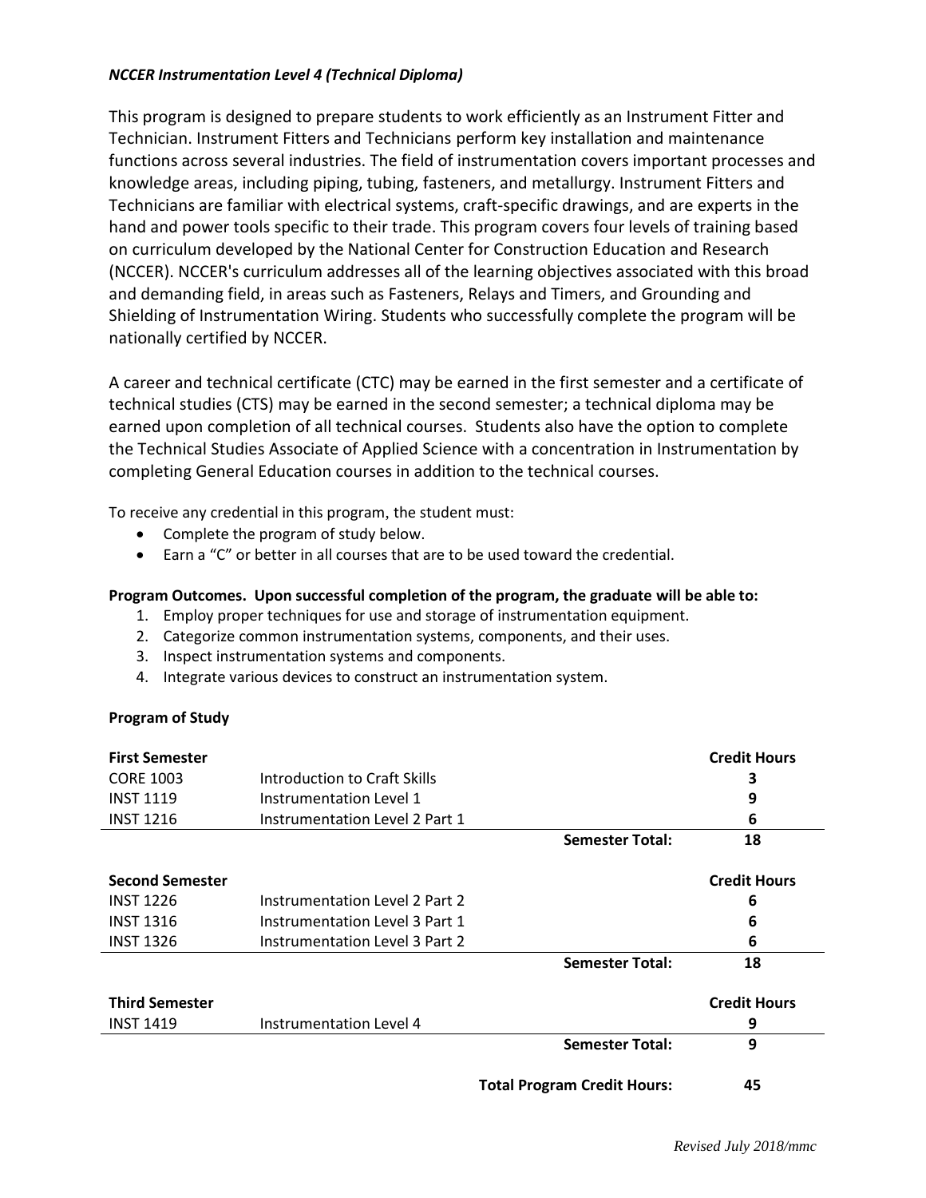***NCCER Instrumentation Level 4 (Technical Diploma)***

This program is designed to prepare students to work efficiently as an Instrument Fitter and Technician. Instrument Fitters and Technicians perform key installation and maintenance functions across several industries. The field of instrumentation covers important processes and knowledge areas, including piping, tubing, fasteners, and metallurgy. Instrument Fitters and Technicians are familiar with electrical systems, craft-specific drawings, and are experts in the hand and power tools specific to their trade. This program covers four levels of training based on curriculum developed by the National Center for Construction Education and Research (NCCER). NCCER's curriculum addresses all of the learning objectives associated with this broad and demanding field, in areas such as Fasteners, Relays and Timers, and Grounding and Shielding of Instrumentation Wiring. Students who successfully complete the program will be nationally certified by NCCER.

A career and technical certificate (CTC) may be earned in the first semester and a certificate of technical studies (CTS) may be earned in the second semester; a technical diploma may be earned upon completion of all technical courses. Students also have the option to complete the Technical Studies Associate of Applied Science with a concentration in Instrumentation by completing General Education courses in addition to the technical courses.

To receive any credential in this program, the student must:

- Complete the program of study below.
- Earn a "C" or better in all courses that are to be used toward the credential.

**Program Outcomes. Upon successful completion of the program, the graduate will be able to:**

1. Employ proper techniques for use and storage of instrumentation equipment.
2. Categorize common instrumentation systems, components, and their uses.
3. Inspect instrumentation systems and components.
4. Integrate various devices to construct an instrumentation system.

**Program of Study**

| **First Semester** | | | **Credit Hours** |
|---|---|---|---|
| CORE 1003 | Introduction to Craft Skills | | 3 |
| INST 1119 | Instrumentation Level 1 | | 9 |
| INST 1216 | Instrumentation Level 2 Part 1 | | 6 |
| | | **Semester Total:** | **18** |

| **Second Semester** | | | **Credit Hours** |
|---|---|---|---|
| INST 1226 | Instrumentation Level 2 Part 2 | | 6 |
| INST 1316 | Instrumentation Level 3 Part 1 | | 6 |
| INST 1326 | Instrumentation Level 3 Part 2 | | 6 |
| | | **Semester Total:** | **18** |

| **Third Semester** | | | **Credit Hours** |
|---|---|---|---|
| INST 1419 | Instrumentation Level 4 | | 9 |
| | | **Semester Total:** | **9** |
| | | **Total Program Credit Hours:** | **45** |

*Revised July 2018/mmc*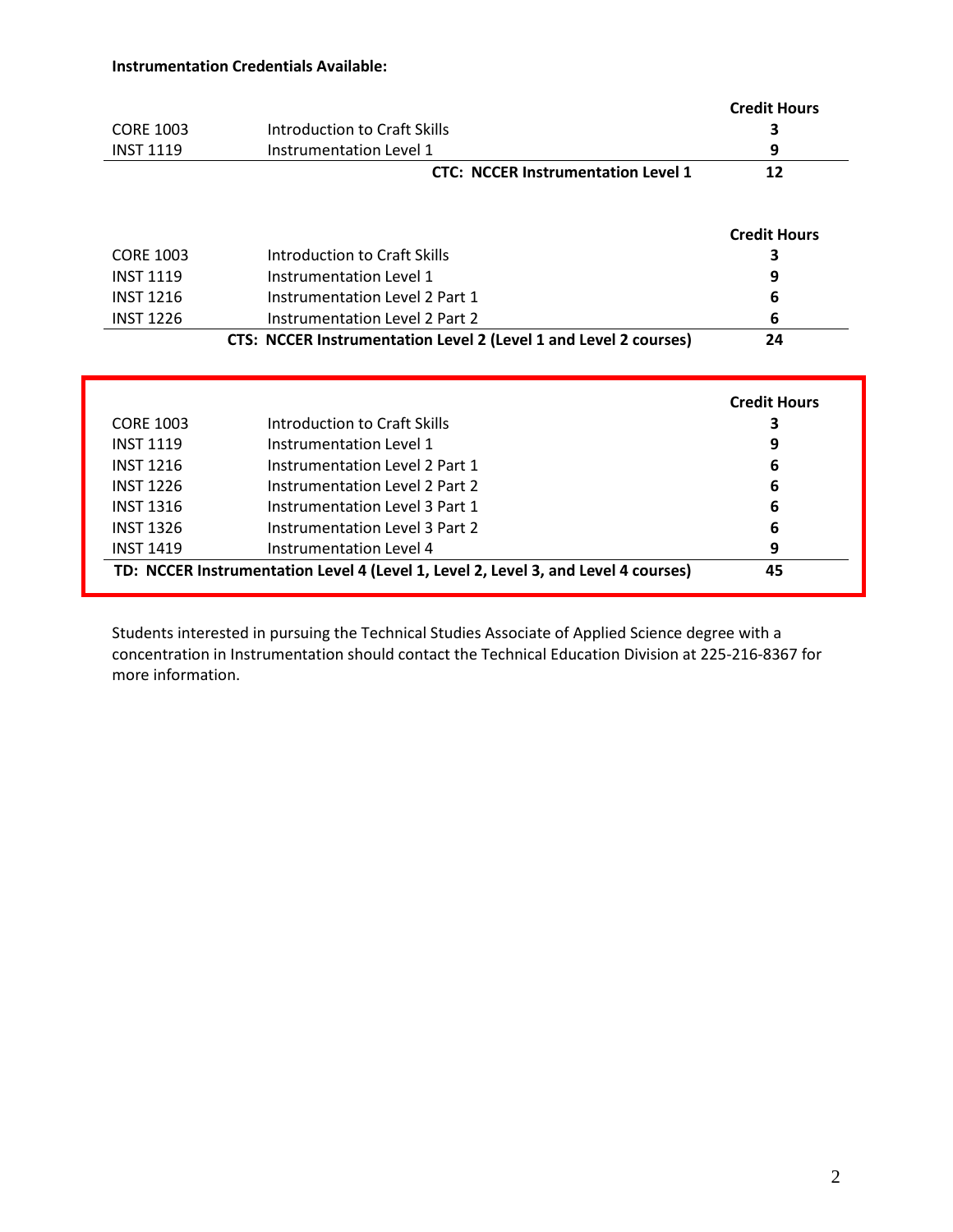**Instrumentation Credentials Available:**

| | | Credit Hours |
|---|---|---|
| CORE 1003 | Introduction to Craft Skills | 3 |
| INST 1119 | Instrumentation Level 1 | 9 |
| | **CTC: NCCER Instrumentation Level 1** | **12** |

| | | Credit Hours |
|---|---|---|
| CORE 1003 | Introduction to Craft Skills | 3 |
| INST 1119 | Instrumentation Level 1 | 9 |
| INST 1216 | Instrumentation Level 2 Part 1 | 6 |
| INST 1226 | Instrumentation Level 2 Part 2 | 6 |
| | **CTS: NCCER Instrumentation Level 2 (Level 1 and Level 2 courses)** | **24** |

| | | Credit Hours |
|---|---|---|
| CORE 1003 | Introduction to Craft Skills | 3 |
| INST 1119 | Instrumentation Level 1 | 9 |
| INST 1216 | Instrumentation Level 2 Part 1 | 6 |
| INST 1226 | Instrumentation Level 2 Part 2 | 6 |
| INST 1316 | Instrumentation Level 3 Part 1 | 6 |
| INST 1326 | Instrumentation Level 3 Part 2 | 6 |
| INST 1419 | Instrumentation Level 4 | 9 |
| | **TD: NCCER Instrumentation Level 4 (Level 1, Level 2, Level 3, and Level 4 courses)** | **45** |

Students interested in pursuing the Technical Studies Associate of Applied Science degree with a concentration in Instrumentation should contact the Technical Education Division at 225-216-8367 for more information.